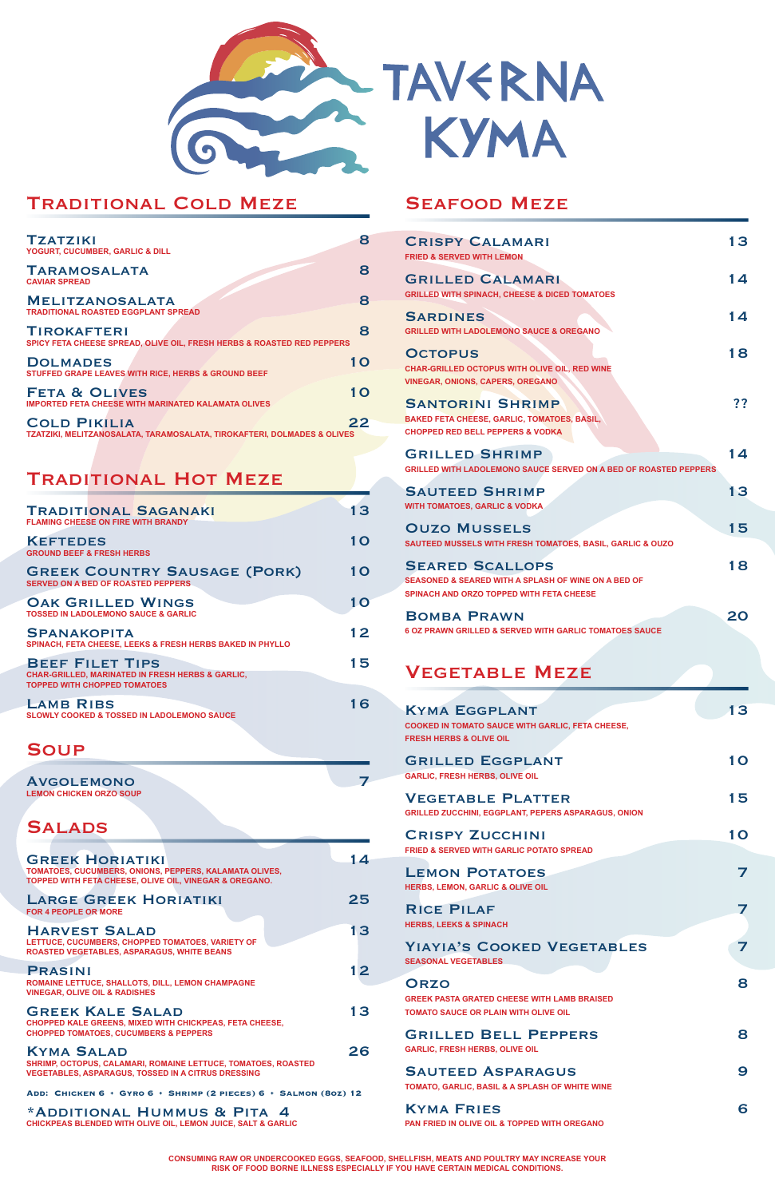# TAVERNA KYMA

## Traditional Cold Meze

**Tzatziki** — 8
YOGURT, CUCUMBER, GARLIC & DILL

**Taramosalata** — 8
CAVIAR SPREAD

**Melitzanosalata** — 8
TRADITIONAL ROASTED EGGPLANT SPREAD

**Tirokafteri** — 8
SPICY FETA CHEESE SPREAD, OLIVE OIL, FRESH HERBS & ROASTED RED PEPPERS

**Dolmades** — 10
STUFFED GRAPE LEAVES WITH RICE, HERBS & GROUND BEEF

**Feta & Olives** — 10
IMPORTED FETA CHEESE WITH MARINATED KALAMATA OLIVES

**Cold Pikilia** — 22
TZATZIKI, MELITZANOSALATA, TARAMOSALATA, TIROKAFTERI, DOLMADES & OLIVES

## Traditional Hot Meze

**Traditional Saganaki** — 13
FLAMING CHEESE ON FIRE WITH BRANDY

**Keftedes** — 10
GROUND BEEF & FRESH HERBS

**Greek Country Sausage (Pork)** — 10
SERVED ON A BED OF ROASTED PEPPERS

**Oak Grilled Wings** — 10
TOSSED IN LADOLEMONO SAUCE & GARLIC

**Spanakopita** — 12
SPINACH, FETA CHEESE, LEEKS & FRESH HERBS BAKED IN PHYLLO

**Beef Filet Tips** — 15
CHAR-GRILLED, MARINATED IN FRESH HERBS & GARLIC, TOPPED WITH CHOPPED TOMATOES

**Lamb Ribs** — 16
SLOWLY COOKED & TOSSED IN LADOLEMONO SAUCE

## Soup

**Avgolemono** — 7
LEMON CHICKEN ORZO SOUP

## Salads

**Greek Horiatiki** — 14
TOMATOES, CUCUMBERS, ONIONS, PEPPERS, KALAMATA OLIVES, TOPPED WITH FETA CHEESE, OLIVE OIL, VINEGAR & OREGANO.

**Large Greek Horiatiki** — 25
FOR 4 PEOPLE OR MORE

**Harvest Salad** — 13
LETTUCE, CUCUMBERS, CHOPPED TOMATOES, VARIETY OF ROASTED VEGETABLES, ASPARAGUS, WHITE BEANS

**Prasini** — 12
ROMAINE LETTUCE, SHALLOTS, DILL, LEMON CHAMPAGNE VINEGAR, OLIVE OIL & RADISHES

**Greek Kale Salad** — 13
CHOPPED KALE GREENS, MIXED WITH CHICKPEAS, FETA CHEESE, CHOPPED TOMATOES, CUCUMBERS & PEPPERS

**Kyma Salad** — 26
SHRIMP, OCTOPUS, CALAMARI, ROMAINE LETTUCE, TOMATOES, ROASTED VEGETABLES, ASPARAGUS, TOSSED IN A CITRUS DRESSING

ADD: CHICKEN 6 • GYRO 6 • SHRIMP (2 PIECES) 6 • SALMON (8OZ) 12

**\*Additional Hummus & Pita** — 4
CHICKPEAS BLENDED WITH OLIVE OIL, LEMON JUICE, SALT & GARLIC

## Seafood Meze

**Crispy Calamari** — 13
FRIED & SERVED WITH LEMON

**Grilled Calamari** — 14
GRILLED WITH SPINACH, CHEESE & DICED TOMATOES

**Sardines** — 14
GRILLED WITH LADOLEMONO SAUCE & OREGANO

**Octopus** — 18
CHAR-GRILLED OCTOPUS WITH OLIVE OIL, RED WINE VINEGAR, ONIONS, CAPERS, OREGANO

**Santorini Shrimp** — ??
BAKED FETA CHEESE, GARLIC, TOMATOES, BASIL, CHOPPED RED BELL PEPPERS & VODKA

**Grilled Shrimp** — 14
GRILLED WITH LADOLEMONO SAUCE SERVED ON A BED OF ROASTED PEPPERS

**Sauteed Shrimp** — 13
WITH TOMATOES, GARLIC & VODKA

**Ouzo Mussels** — 15
SAUTEED MUSSELS WITH FRESH TOMATOES, BASIL, GARLIC & OUZO

**Seared Scallops** — 18
SEASONED & SEARED WITH A SPLASH OF WINE ON A BED OF SPINACH AND ORZO TOPPED WITH FETA CHEESE

**Bomba Prawn** — 20
6 OZ PRAWN GRILLED & SERVED WITH GARLIC TOMATOES SAUCE

## Vegetable Meze

**Kyma Eggplant** — 13
COOKED IN TOMATO SAUCE WITH GARLIC, FETA CHEESE, FRESH HERBS & OLIVE OIL

**Grilled Eggplant** — 10
GARLIC, FRESH HERBS, OLIVE OIL

**Vegetable Platter** — 15
GRILLED ZUCCHINI, EGGPLANT, PEPERS ASPARAGUS, ONION

**Crispy Zucchini** — 10
FRIED & SERVED WITH GARLIC POTATO SPREAD

**Lemon Potatoes** — 7
HERBS, LEMON, GARLIC & OLIVE OIL

**Rice Pilaf** — 7
HERBS, LEEKS & SPINACH

**Yiayia's Cooked Vegetables** — 7
SEASONAL VEGETABLES

**Orzo** — 8
GREEK PASTA GRATED CHEESE WITH LAMB BRAISED TOMATO SAUCE OR PLAIN WITH OLIVE OIL

**Grilled Bell Peppers** — 8
GARLIC, FRESH HERBS, OLIVE OIL

**Sauteed Asparagus** — 9
TOMATO, GARLIC, BASIL & A SPLASH OF WHITE WINE

**Kyma Fries** — 6
PAN FRIED IN OLIVE OIL & TOPPED WITH OREGANO

CONSUMING RAW OR UNDERCOOKED EGGS, SEAFOOD, SHELLFISH, MEATS AND POULTRY MAY INCREASE YOUR RISK OF FOOD BORNE ILLNESS ESPECIALLY IF YOU HAVE CERTAIN MEDICAL CONDITIONS.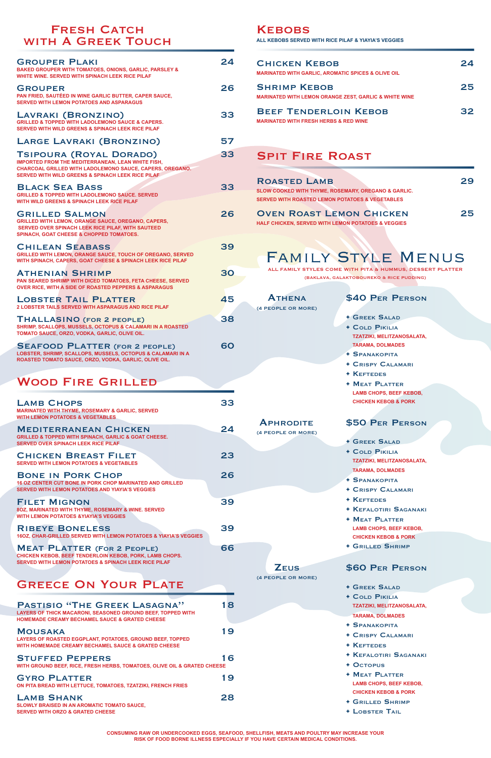## Fresh Catch with a Greek Touch

**Grouper Plaki** 24
BAKED GROUPER WITH TOMATOES, ONIONS, GARLIC, PARSLEY & WHITE WINE. SERVED WITH SPINACH LEEK RICE PILAF

**Grouper** 26
PAN FRIED, SAUTÉED IN WINE GARLIC BUTTER, CAPER SAUCE, SERVED WITH LEMON POTATOES AND ASPARAGUS

**Lavraki (Bronzino)** 33
GRILLED & TOPPED WITH LADOLEMONO SAUCE & CAPERS. SERVED WITH WILD GREENS & SPINACH LEEK RICE PILAF

**Large Lavraki (Bronzino)** 57

**Tsipoura (Royal Dorado)** 33
IMPORTED FROM THE MEDITERRANEAN, LEAN WHITE FISH, CHARCOAL GRILLED WITH LADOLEMONO SAUCE, CAPERS, OREGANO. SERVED WITH WILD GREENS & SPINACH LEEK RICE PILAF

**Black Sea Bass** 33
GRILLED & TOPPED WITH LADOLEMONO SAUCE. SERVED WITH WILD GREENS & SPINACH LEEK RICE PILAF

**Grilled Salmon** 26
GRILLED WITH LEMON, ORANGE SAUCE, OREGANO, CAPERS, SERVED OVER SPINACH LEEK RICE PILAF, WITH SAUTEED SPINACH, GOAT CHEESE & CHOPPED TOMATOES.

**Chilean Seabass** 39
GRILLED WITH LEMON, ORANGE SAUCE, TOUCH OF OREGANO, SERVED WITH SPINACH, CAPERS, GOAT CHEESE & SPINACH LEEK RICE PILAF

**Athenian Shrimp** 30
PAN SEARED SHRIMP WITH DICED TOMATOES, FETA CHEESE, SERVED OVER RICE, WITH A SIDE OF ROASTED PEPPERS & ASPARAGUS

**Lobster Tail Platter** 45
2 LOBSTER TAILS SERVED WITH ASPARAGUS AND RICE PILAF

**Thallasino (for 2 people)** 38
SHRIMP, SCALLOPS, MUSSELS, OCTOPUS & CALAMARI IN A ROASTED TOMATO SAUCE, ORZO, VODKA, GARLIC, OLIVE OIL.

**Seafood Platter (for 2 people)** 60
LOBSTER, SHRIMP, SCALLOPS, MUSSELS, OCTOPUS & CALAMARI IN A ROASTED TOMATO SAUCE, ORZO, VODKA, GARLIC, OLIVE OIL.

## Wood Fire Grilled

**Lamb Chops** 33
MARINATED WITH THYME, ROSEMARY & GARLIC, SERVED WITH LEMON POTATOES & VEGETABLES

**Mediterranean Chicken** 24
GRILLED & TOPPED WITH SPINACH, GARLIC & GOAT CHEESE. SERVED OVER SPINACH LEEK RICE PILAF

**Chicken Breast Filet** 23
SERVED WITH LEMON POTATOES & VEGETABLES

**Bone in Pork Chop** 26
16 OZ CENTER CUT BONE IN PORK CHOP MARINATED AND GRILLED SERVED WITH LEMON POTATOES AND YIAYIA'S VEGGIES

**Filet Mignon** 39
8OZ, MARINATED WITH THYME, ROSEMARY & WINE. SERVED WITH LEMON POTATOES &YIAYIA'S VEGGIES

**Ribeye Boneless** 39
16OZ, CHAR-GRILLED SERVED WITH LEMON POTATOES & YIAYIA'S VEGGIES

**Meat Platter (For 2 People)** 66
CHICKEN KEBOB, BEEF TENDERLOIN KEBOB, PORK, LAMB CHOPS. SERVED WITH LEMON POTATOES & SPINACH LEEK RICE PILAF

## Greece On Your Plate

**Pastisio "The Greek Lasagna"** 18
LAYERS OF THICK MACARONI, SEASONED GROUND BEEF, TOPPED WITH HOMEMADE CREAMY BECHAMEL SAUCE & GRATED CHEESE

**Mousaka** 19
LAYERS OF ROASTED EGGPLANT, POTATOES, GROUND BEEF, TOPPED WITH HOMEMADE CREAMY BECHAMEL SAUCE & GRATED CHEESE

**Stuffed Peppers** 16
WITH GROUND BEEF, RICE, FRESH HERBS, TOMATOES, OLIVE OIL & GRATED CHEESE

**Gyro Platter** 19
ON PITA BREAD WITH LETTUCE, TOMATOES, TZATZIKI, FRENCH FRIES

**Lamb Shank** 28
SLOWLY BRAISED IN AN AROMATIC TOMATO SAUCE, SERVED WITH ORZO & GRATED CHEESE

## Kebobs

ALL KEBOBS SERVED WITH RICE PILAF & YIAYIA'S VEGGIES

**Chicken Kebob** 24
MARINATED WITH GARLIC, AROMATIC SPICES & OLIVE OIL

**Shrimp Kebob** 25
MARINATED WITH LEMON ORANGE ZEST, GARLIC & WHITE WINE

**Beef Tenderloin Kebob** 32
MARINATED WITH FRESH HERBS & RED WINE

## Spit Fire Roast

**Roasted Lamb** 29
SLOW COOKED WITH THYME, ROSEMARY, OREGANO & GARLIC. SERVED WITH ROASTED LEMON POTATOES & VEGETABLES

**Oven Roast Lemon Chicken** 25
HALF CHICKEN, SERVED WITH LEMON POTATOES & VEGGIES

## Family Style Menus

ALL FAMILY STYLES COME WITH PITA & HUMMUS, DESSERT PLATTER (BAKLAVA, GALAKTOBOUREKO & RICE PUDDING)

### Athena — $40 Per Person
(4 PEOPLE OR MORE)

- Greek Salad
- Cold Pikilia
  TZATZIKI, MELITZANOSALATA, TARAMA, DOLMADES
- Spanakopita
- Crispy Calamari
- Keftedes
- Meat Platter
  LAMB CHOPS, BEEF KEBOB, CHICKEN KEBOB & PORK

### Aphrodite — $50 Per Person
(4 PEOPLE OR MORE)

- Greek Salad
- Cold Pikilia
  TZATZIKI, MELITZANOSALATA, TARAMA, DOLMADES
- Spanakopita
- Crispy Calamari
- Keftedes
- Kefalotiri Saganaki
- Meat Platter
  LAMB CHOPS, BEEF KEBOB, CHICKEN KEBOB & PORK
- Grilled Shrimp

### Zeus — $60 Per Person
(4 PEOPLE OR MORE)

- Greek Salad
- Cold Pikilia
  TZATZIKI, MELITZANOSALATA, TARAMA, DOLMADES
- Spanakopita
- Crispy Calamari
- Keftedes
- Kefalotiri Saganaki
- Octopus
- Meat Platter
  LAMB CHOPS, BEEF KEBOB, CHICKEN KEBOB & PORK
- Grilled Shrimp
- Lobster Tail

CONSUMING RAW OR UNDERCOOKED EGGS, SEAFOOD, SHELLFISH, MEATS AND POULTRY MAY INCREASE YOUR RISK OF FOOD BORNE ILLNESS ESPECIALLY IF YOU HAVE CERTAIN MEDICAL CONDITIONS.